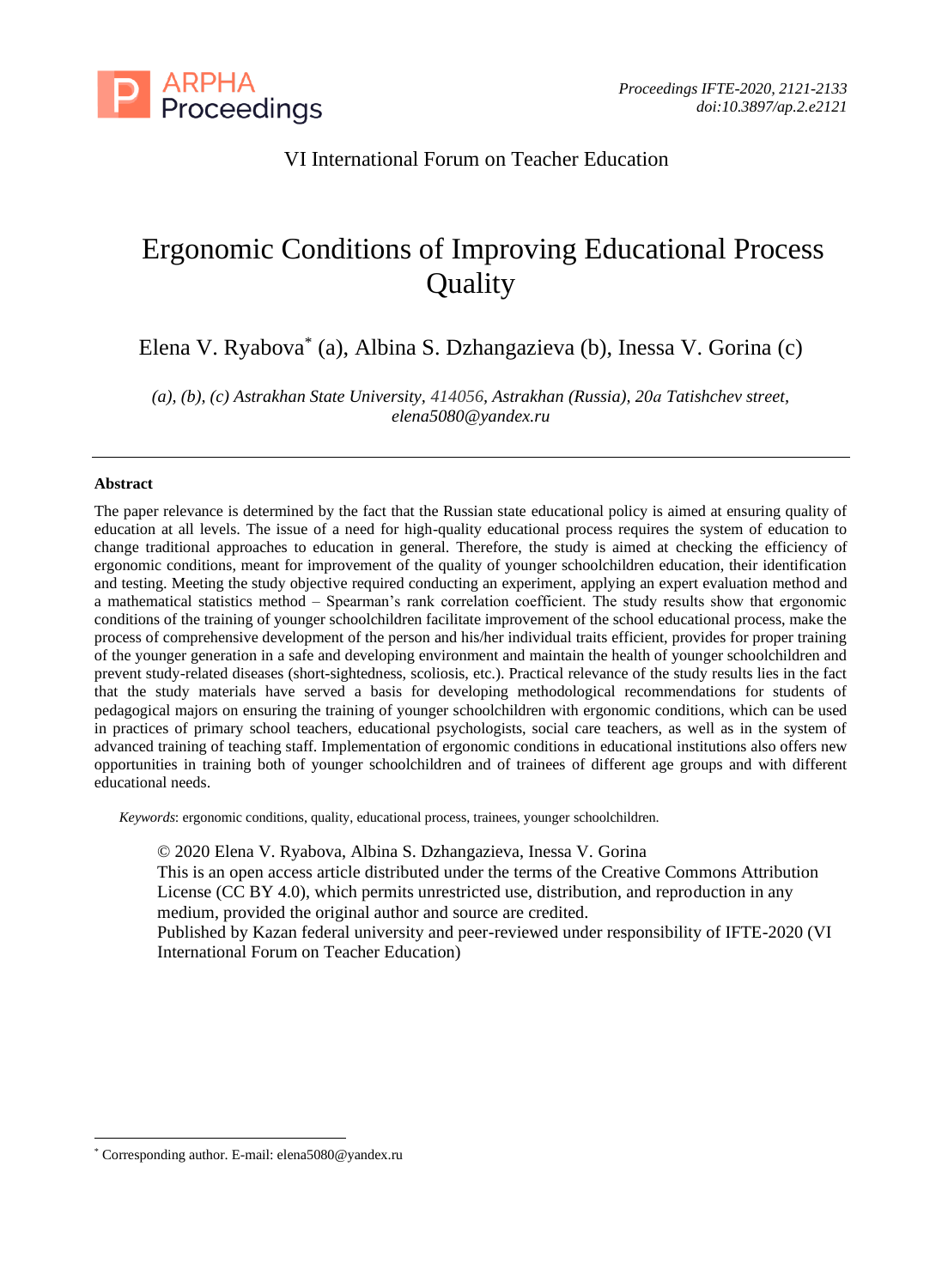VI International Forum on Teacher Education

# Ergonomic Conditions of Improving Educational Process Quality

Elena V. Ryabova[*] (a), Albina S. Dzhangazieva (b), Inessa V. Gorina (c)

*(a), (b), (c) Astrakhan State University, 414056, Astrakhan (Russia), 20a Tatishchev street, elena5080@yandex.ru*

---

**Abstract**

The paper relevance is determined by the fact that the Russian state educational policy is aimed at ensuring quality of education at all levels. The issue of a need for high-quality educational process requires the system of education to change traditional approaches to education in general. Therefore, the study is aimed at checking the efficiency of ergonomic conditions, meant for improvement of the quality of younger schoolchildren education, their identification and testing. Meeting the study objective required conducting an experiment, applying an expert evaluation method and a mathematical statistics method – Spearman's rank correlation coefficient. The study results show that ergonomic conditions of the training of younger schoolchildren facilitate improvement of the school educational process, make the process of comprehensive development of the person and his/her individual traits efficient, provides for proper training of the younger generation in a safe and developing environment and maintain the health of younger schoolchildren and prevent study-related diseases (short-sightedness, scoliosis, etc.). Practical relevance of the study results lies in the fact that the study materials have served a basis for developing methodological recommendations for students of pedagogical majors on ensuring the training of younger schoolchildren with ergonomic conditions, which can be used in practices of primary school teachers, educational psychologists, social care teachers, as well as in the system of advanced training of teaching staff. Implementation of ergonomic conditions in educational institutions also offers new opportunities in training both of younger schoolchildren and of trainees of different age groups and with different educational needs.

*Keywords*: ergonomic conditions, quality, educational process, trainees, younger schoolchildren.

© 2020 Elena V. Ryabova, Albina S. Dzhangazieva, Inessa V. Gorina
This is an open access article distributed under the terms of the Creative Commons Attribution License (CC BY 4.0), which permits unrestricted use, distribution, and reproduction in any medium, provided the original author and source are credited.
Published by Kazan federal university and peer-reviewed under responsibility of IFTE-2020 (VI International Forum on Teacher Education)

---

[*] Corresponding author. E-mail: elena5080@yandex.ru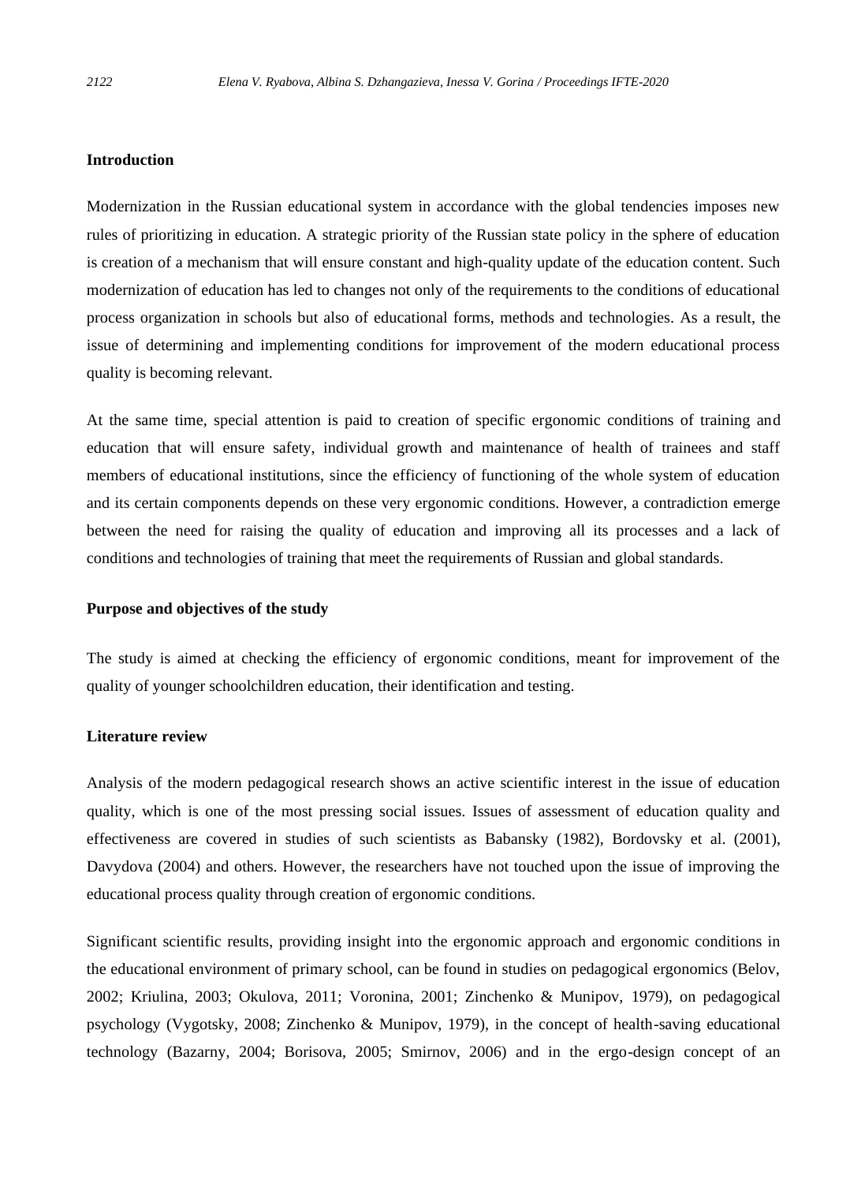## Introduction

Modernization in the Russian educational system in accordance with the global tendencies imposes new rules of prioritizing in education. A strategic priority of the Russian state policy in the sphere of education is creation of a mechanism that will ensure constant and high-quality update of the education content. Such modernization of education has led to changes not only of the requirements to the conditions of educational process organization in schools but also of educational forms, methods and technologies. As a result, the issue of determining and implementing conditions for improvement of the modern educational process quality is becoming relevant.

At the same time, special attention is paid to creation of specific ergonomic conditions of training and education that will ensure safety, individual growth and maintenance of health of trainees and staff members of educational institutions, since the efficiency of functioning of the whole system of education and its certain components depends on these very ergonomic conditions. However, a contradiction emerge between the need for raising the quality of education and improving all its processes and a lack of conditions and technologies of training that meet the requirements of Russian and global standards.

## Purpose and objectives of the study

The study is aimed at checking the efficiency of ergonomic conditions, meant for improvement of the quality of younger schoolchildren education, their identification and testing.

## Literature review

Analysis of the modern pedagogical research shows an active scientific interest in the issue of education quality, which is one of the most pressing social issues. Issues of assessment of education quality and effectiveness are covered in studies of such scientists as Babansky (1982), Bordovsky et al. (2001), Davydova (2004) and others. However, the researchers have not touched upon the issue of improving the educational process quality through creation of ergonomic conditions.

Significant scientific results, providing insight into the ergonomic approach and ergonomic conditions in the educational environment of primary school, can be found in studies on pedagogical ergonomics (Belov, 2002; Kriulina, 2003; Okulova, 2011; Voronina, 2001; Zinchenko & Munipov, 1979), on pedagogical psychology (Vygotsky, 2008; Zinchenko & Munipov, 1979), in the concept of health-saving educational technology (Bazarny, 2004; Borisova, 2005; Smirnov, 2006) and in the ergo-design concept of an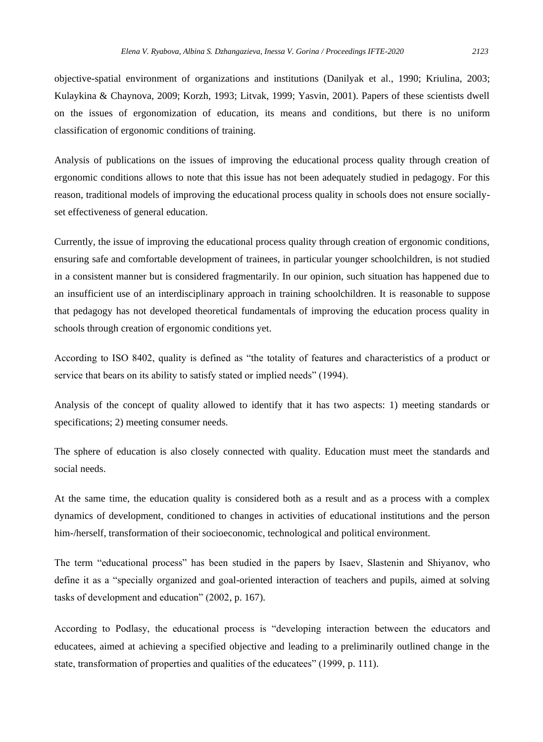objective-spatial environment of organizations and institutions (Danilyak et al., 1990; Kriulina, 2003; Kulaykina & Chaynova, 2009; Korzh, 1993; Litvak, 1999; Yasvin, 2001). Papers of these scientists dwell on the issues of ergonomization of education, its means and conditions, but there is no uniform classification of ergonomic conditions of training.

Analysis of publications on the issues of improving the educational process quality through creation of ergonomic conditions allows to note that this issue has not been adequately studied in pedagogy. For this reason, traditional models of improving the educational process quality in schools does not ensure socially-set effectiveness of general education.

Currently, the issue of improving the educational process quality through creation of ergonomic conditions, ensuring safe and comfortable development of trainees, in particular younger schoolchildren, is not studied in a consistent manner but is considered fragmentarily. In our opinion, such situation has happened due to an insufficient use of an interdisciplinary approach in training schoolchildren. It is reasonable to suppose that pedagogy has not developed theoretical fundamentals of improving the education process quality in schools through creation of ergonomic conditions yet.

According to ISO 8402, quality is defined as "the totality of features and characteristics of a product or service that bears on its ability to satisfy stated or implied needs" (1994).

Analysis of the concept of quality allowed to identify that it has two aspects: 1) meeting standards or specifications; 2) meeting consumer needs.

The sphere of education is also closely connected with quality. Education must meet the standards and social needs.

At the same time, the education quality is considered both as a result and as a process with a complex dynamics of development, conditioned to changes in activities of educational institutions and the person him-/herself, transformation of their socioeconomic, technological and political environment.

The term "educational process" has been studied in the papers by Isaev, Slastenin and Shiyanov, who define it as a "specially organized and goal-oriented interaction of teachers and pupils, aimed at solving tasks of development and education" (2002, p. 167).

According to Podlasy, the educational process is "developing interaction between the educators and educatees, aimed at achieving a specified objective and leading to a preliminarily outlined change in the state, transformation of properties and qualities of the educatees" (1999, p. 111).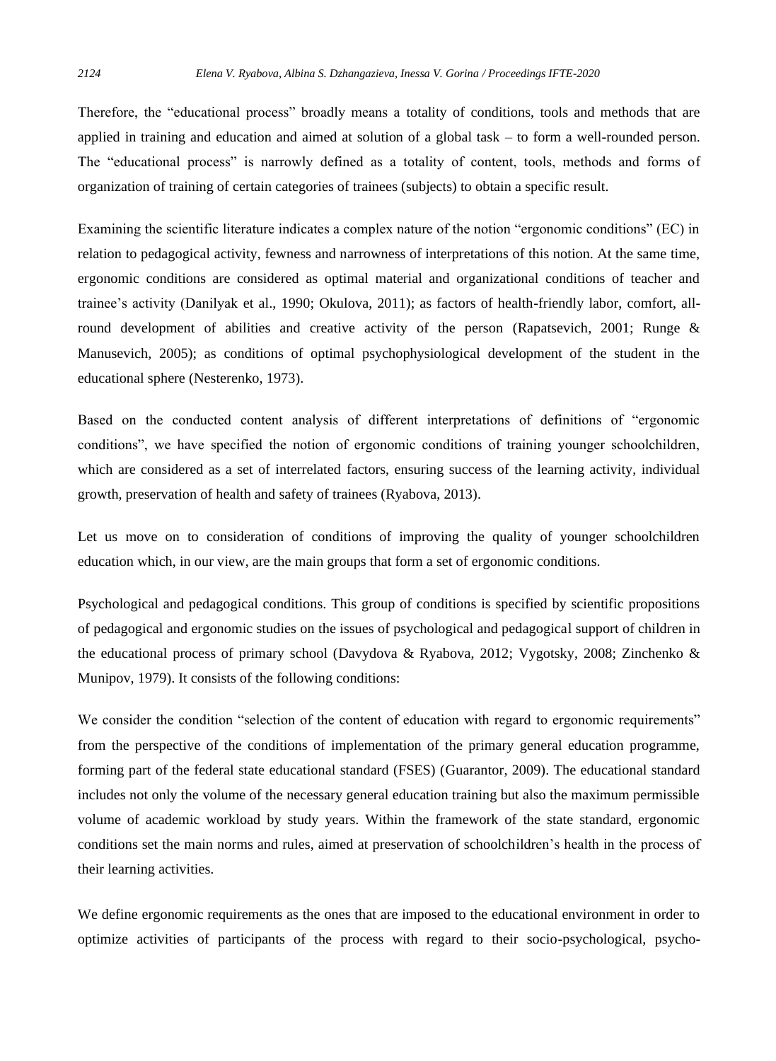Therefore, the "educational process" broadly means a totality of conditions, tools and methods that are applied in training and education and aimed at solution of a global task – to form a well-rounded person. The "educational process" is narrowly defined as a totality of content, tools, methods and forms of organization of training of certain categories of trainees (subjects) to obtain a specific result.

Examining the scientific literature indicates a complex nature of the notion "ergonomic conditions" (EC) in relation to pedagogical activity, fewness and narrowness of interpretations of this notion. At the same time, ergonomic conditions are considered as optimal material and organizational conditions of teacher and trainee's activity (Danilyak et al., 1990; Okulova, 2011); as factors of health-friendly labor, comfort, all-round development of abilities and creative activity of the person (Rapatsevich, 2001; Runge & Manusevich, 2005); as conditions of optimal psychophysiological development of the student in the educational sphere (Nesterenko, 1973).

Based on the conducted content analysis of different interpretations of definitions of "ergonomic conditions", we have specified the notion of ergonomic conditions of training younger schoolchildren, which are considered as a set of interrelated factors, ensuring success of the learning activity, individual growth, preservation of health and safety of trainees (Ryabova, 2013).

Let us move on to consideration of conditions of improving the quality of younger schoolchildren education which, in our view, are the main groups that form a set of ergonomic conditions.

Psychological and pedagogical conditions. This group of conditions is specified by scientific propositions of pedagogical and ergonomic studies on the issues of psychological and pedagogical support of children in the educational process of primary school (Davydova & Ryabova, 2012; Vygotsky, 2008; Zinchenko & Munipov, 1979). It consists of the following conditions:

We consider the condition "selection of the content of education with regard to ergonomic requirements" from the perspective of the conditions of implementation of the primary general education programme, forming part of the federal state educational standard (FSES) (Guarantor, 2009). The educational standard includes not only the volume of the necessary general education training but also the maximum permissible volume of academic workload by study years. Within the framework of the state standard, ergonomic conditions set the main norms and rules, aimed at preservation of schoolchildren's health in the process of their learning activities.

We define ergonomic requirements as the ones that are imposed to the educational environment in order to optimize activities of participants of the process with regard to their socio-psychological, psycho-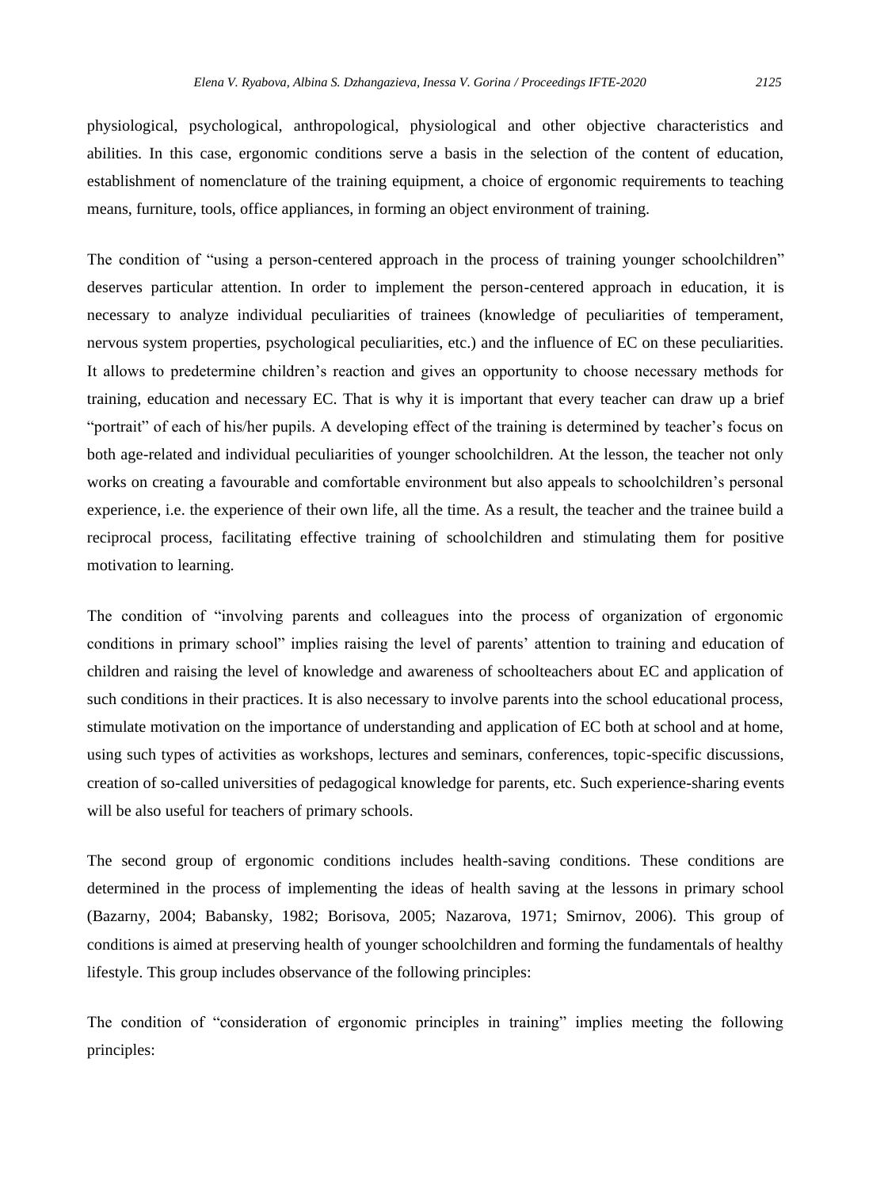physiological, psychological, anthropological, physiological and other objective characteristics and abilities. In this case, ergonomic conditions serve a basis in the selection of the content of education, establishment of nomenclature of the training equipment, a choice of ergonomic requirements to teaching means, furniture, tools, office appliances, in forming an object environment of training.

The condition of "using a person-centered approach in the process of training younger schoolchildren" deserves particular attention. In order to implement the person-centered approach in education, it is necessary to analyze individual peculiarities of trainees (knowledge of peculiarities of temperament, nervous system properties, psychological peculiarities, etc.) and the influence of EC on these peculiarities. It allows to predetermine children's reaction and gives an opportunity to choose necessary methods for training, education and necessary EC. That is why it is important that every teacher can draw up a brief "portrait" of each of his/her pupils. A developing effect of the training is determined by teacher's focus on both age-related and individual peculiarities of younger schoolchildren. At the lesson, the teacher not only works on creating a favourable and comfortable environment but also appeals to schoolchildren's personal experience, i.e. the experience of their own life, all the time. As a result, the teacher and the trainee build a reciprocal process, facilitating effective training of schoolchildren and stimulating them for positive motivation to learning.

The condition of "involving parents and colleagues into the process of organization of ergonomic conditions in primary school" implies raising the level of parents' attention to training and education of children and raising the level of knowledge and awareness of schoolteachers about EC and application of such conditions in their practices. It is also necessary to involve parents into the school educational process, stimulate motivation on the importance of understanding and application of EC both at school and at home, using such types of activities as workshops, lectures and seminars, conferences, topic-specific discussions, creation of so-called universities of pedagogical knowledge for parents, etc. Such experience-sharing events will be also useful for teachers of primary schools.

The second group of ergonomic conditions includes health-saving conditions. These conditions are determined in the process of implementing the ideas of health saving at the lessons in primary school (Bazarny, 2004; Babansky, 1982; Borisova, 2005; Nazarova, 1971; Smirnov, 2006). This group of conditions is aimed at preserving health of younger schoolchildren and forming the fundamentals of healthy lifestyle. This group includes observance of the following principles:

The condition of "consideration of ergonomic principles in training" implies meeting the following principles: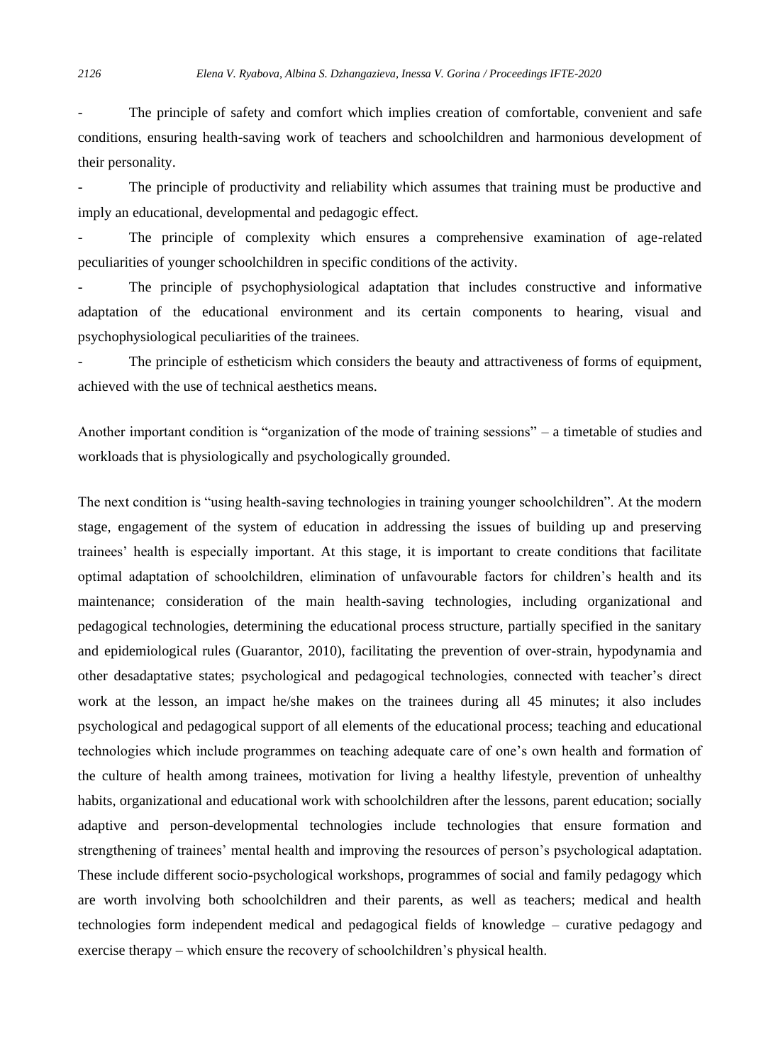- The principle of safety and comfort which implies creation of comfortable, convenient and safe conditions, ensuring health-saving work of teachers and schoolchildren and harmonious development of their personality.
- The principle of productivity and reliability which assumes that training must be productive and imply an educational, developmental and pedagogic effect.
- The principle of complexity which ensures a comprehensive examination of age-related peculiarities of younger schoolchildren in specific conditions of the activity.
- The principle of psychophysiological adaptation that includes constructive and informative adaptation of the educational environment and its certain components to hearing, visual and psychophysiological peculiarities of the trainees.
- The principle of estheticism which considers the beauty and attractiveness of forms of equipment, achieved with the use of technical aesthetics means.

Another important condition is "organization of the mode of training sessions" – a timetable of studies and workloads that is physiologically and psychologically grounded.

The next condition is "using health-saving technologies in training younger schoolchildren". At the modern stage, engagement of the system of education in addressing the issues of building up and preserving trainees' health is especially important. At this stage, it is important to create conditions that facilitate optimal adaptation of schoolchildren, elimination of unfavourable factors for children's health and its maintenance; consideration of the main health-saving technologies, including organizational and pedagogical technologies, determining the educational process structure, partially specified in the sanitary and epidemiological rules (Guarantor, 2010), facilitating the prevention of over-strain, hypodynamia and other desadaptative states; psychological and pedagogical technologies, connected with teacher's direct work at the lesson, an impact he/she makes on the trainees during all 45 minutes; it also includes psychological and pedagogical support of all elements of the educational process; teaching and educational technologies which include programmes on teaching adequate care of one's own health and formation of the culture of health among trainees, motivation for living a healthy lifestyle, prevention of unhealthy habits, organizational and educational work with schoolchildren after the lessons, parent education; socially adaptive and person-developmental technologies include technologies that ensure formation and strengthening of trainees' mental health and improving the resources of person's psychological adaptation. These include different socio-psychological workshops, programmes of social and family pedagogy which are worth involving both schoolchildren and their parents, as well as teachers; medical and health technologies form independent medical and pedagogical fields of knowledge – curative pedagogy and exercise therapy – which ensure the recovery of schoolchildren's physical health.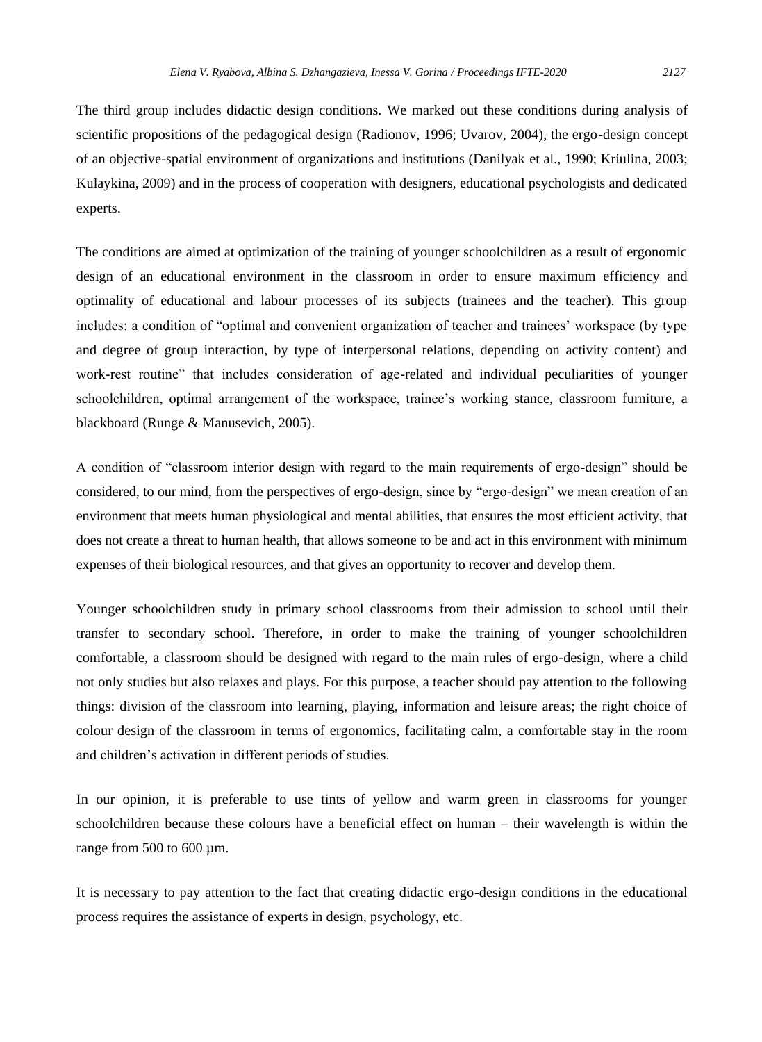The third group includes didactic design conditions. We marked out these conditions during analysis of scientific propositions of the pedagogical design (Radionov, 1996; Uvarov, 2004), the ergo-design concept of an objective-spatial environment of organizations and institutions (Danilyak et al., 1990; Kriulina, 2003; Kulaykina, 2009) and in the process of cooperation with designers, educational psychologists and dedicated experts.

The conditions are aimed at optimization of the training of younger schoolchildren as a result of ergonomic design of an educational environment in the classroom in order to ensure maximum efficiency and optimality of educational and labour processes of its subjects (trainees and the teacher). This group includes: a condition of "optimal and convenient organization of teacher and trainees' workspace (by type and degree of group interaction, by type of interpersonal relations, depending on activity content) and work-rest routine" that includes consideration of age-related and individual peculiarities of younger schoolchildren, optimal arrangement of the workspace, trainee's working stance, classroom furniture, a blackboard (Runge & Manusevich, 2005).

A condition of "classroom interior design with regard to the main requirements of ergo-design" should be considered, to our mind, from the perspectives of ergo-design, since by "ergo-design" we mean creation of an environment that meets human physiological and mental abilities, that ensures the most efficient activity, that does not create a threat to human health, that allows someone to be and act in this environment with minimum expenses of their biological resources, and that gives an opportunity to recover and develop them.

Younger schoolchildren study in primary school classrooms from their admission to school until their transfer to secondary school. Therefore, in order to make the training of younger schoolchildren comfortable, a classroom should be designed with regard to the main rules of ergo-design, where a child not only studies but also relaxes and plays. For this purpose, a teacher should pay attention to the following things: division of the classroom into learning, playing, information and leisure areas; the right choice of colour design of the classroom in terms of ergonomics, facilitating calm, a comfortable stay in the room and children's activation in different periods of studies.

In our opinion, it is preferable to use tints of yellow and warm green in classrooms for younger schoolchildren because these colours have a beneficial effect on human – their wavelength is within the range from 500 to 600 µm.

It is necessary to pay attention to the fact that creating didactic ergo-design conditions in the educational process requires the assistance of experts in design, psychology, etc.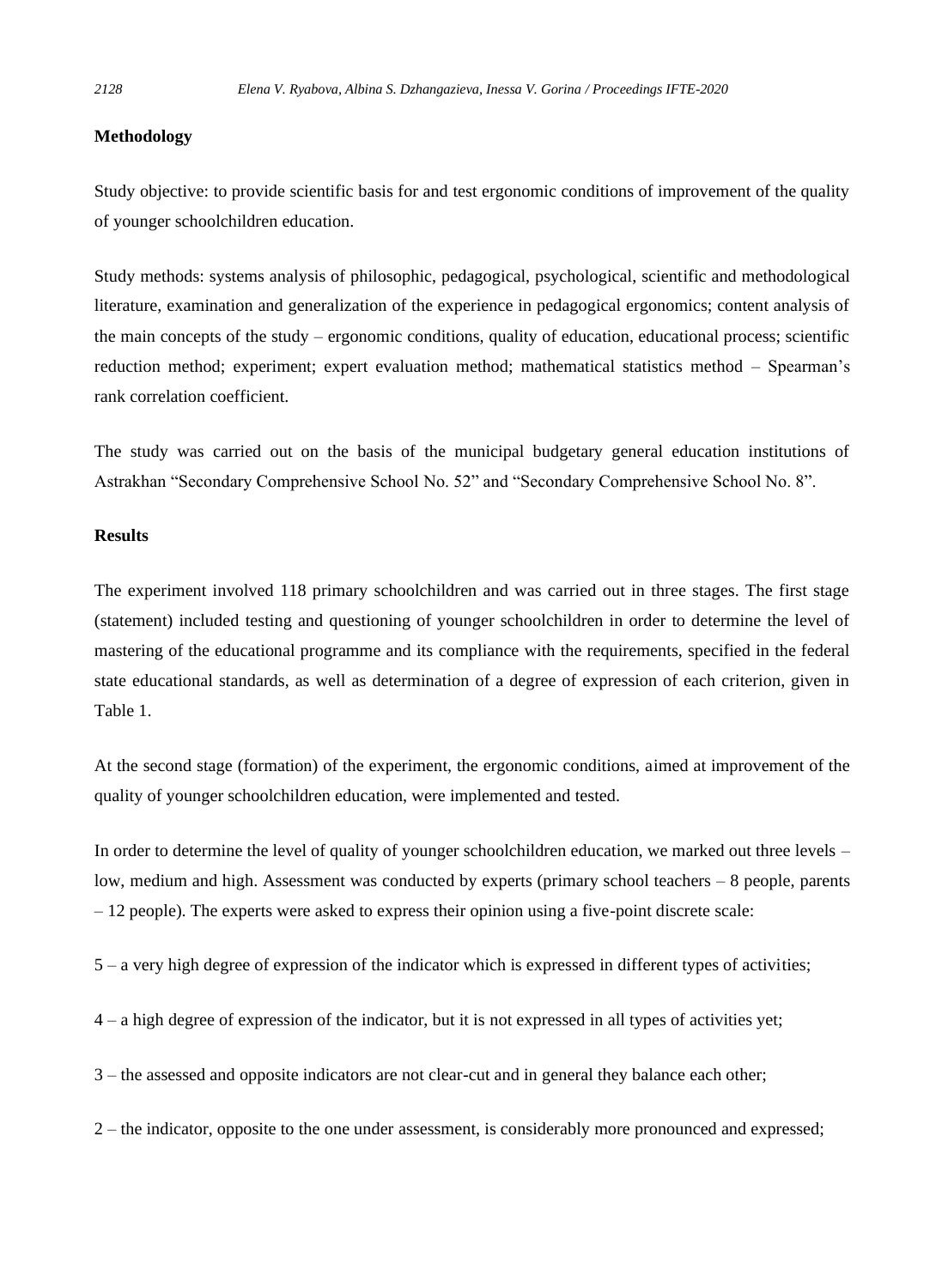**Methodology**

Study objective: to provide scientific basis for and test ergonomic conditions of improvement of the quality of younger schoolchildren education.

Study methods: systems analysis of philosophic, pedagogical, psychological, scientific and methodological literature, examination and generalization of the experience in pedagogical ergonomics; content analysis of the main concepts of the study – ergonomic conditions, quality of education, educational process; scientific reduction method; experiment; expert evaluation method; mathematical statistics method – Spearman's rank correlation coefficient.

The study was carried out on the basis of the municipal budgetary general education institutions of Astrakhan "Secondary Comprehensive School No. 52" and "Secondary Comprehensive School No. 8".

**Results**

The experiment involved 118 primary schoolchildren and was carried out in three stages. The first stage (statement) included testing and questioning of younger schoolchildren in order to determine the level of mastering of the educational programme and its compliance with the requirements, specified in the federal state educational standards, as well as determination of a degree of expression of each criterion, given in Table 1.

At the second stage (formation) of the experiment, the ergonomic conditions, aimed at improvement of the quality of younger schoolchildren education, were implemented and tested.

In order to determine the level of quality of younger schoolchildren education, we marked out three levels – low, medium and high. Assessment was conducted by experts (primary school teachers – 8 people, parents – 12 people). The experts were asked to express their opinion using a five-point discrete scale:

5 – a very high degree of expression of the indicator which is expressed in different types of activities;

4 – a high degree of expression of the indicator, but it is not expressed in all types of activities yet;

3 – the assessed and opposite indicators are not clear-cut and in general they balance each other;

2 – the indicator, opposite to the one under assessment, is considerably more pronounced and expressed;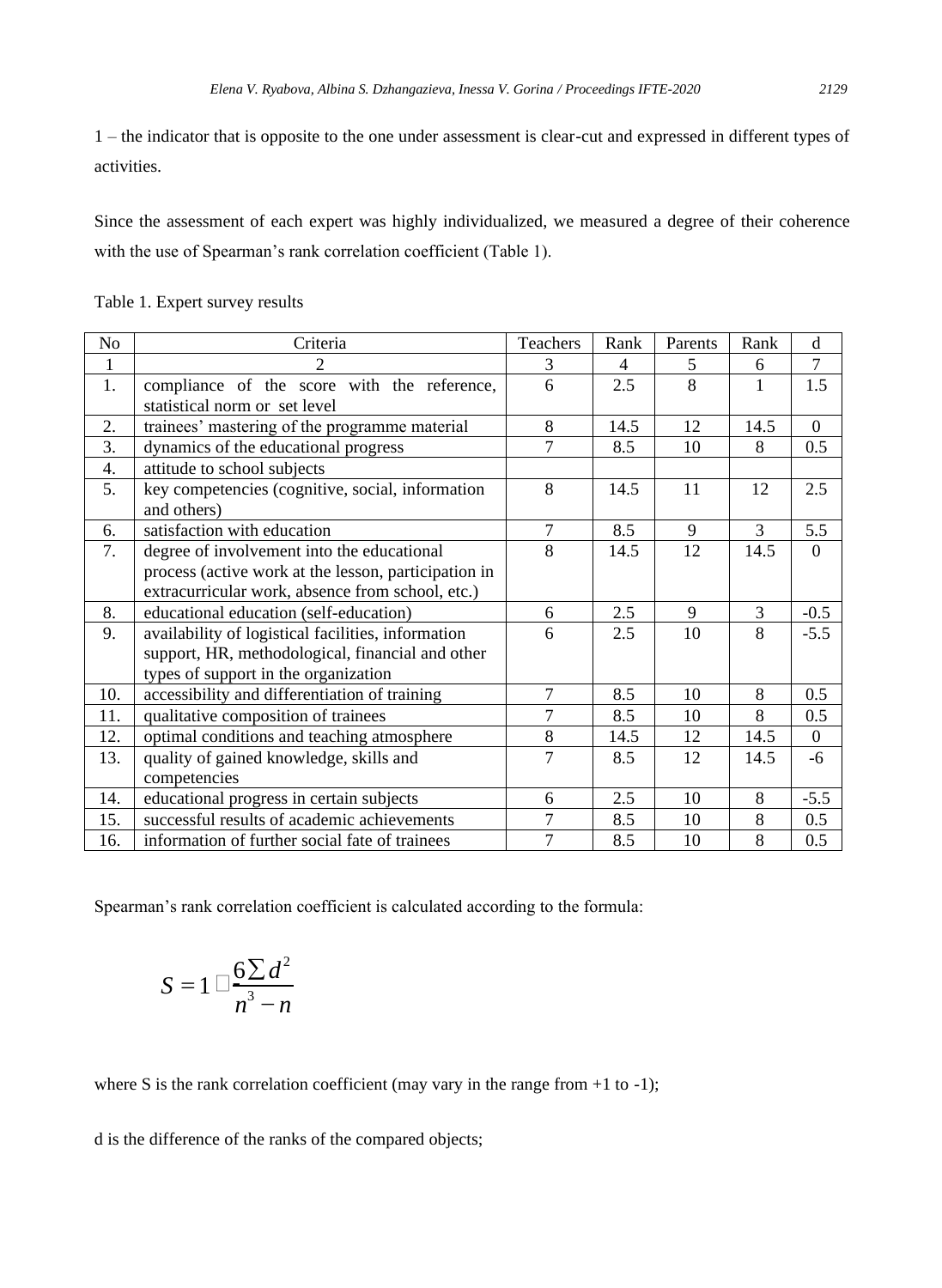1 – the indicator that is opposite to the one under assessment is clear-cut and expressed in different types of activities.

Since the assessment of each expert was highly individualized, we measured a degree of their coherence with the use of Spearman's rank correlation coefficient (Table 1).

Table 1. Expert survey results

| No | Criteria | Teachers | Rank | Parents | Rank | d |
|---|---|---|---|---|---|---|
| 1 | 2 | 3 | 4 | 5 | 6 | 7 |
| 1. | compliance of the score with the reference, statistical norm or set level | 6 | 2.5 | 8 | 1 | 1.5 |
| 2. | trainees' mastering of the programme material | 8 | 14.5 | 12 | 14.5 | 0 |
| 3. | dynamics of the educational progress | 7 | 8.5 | 10 | 8 | 0.5 |
| 4. | attitude to school subjects | | | | | |
| 5. | key competencies (cognitive, social, information and others) | 8 | 14.5 | 11 | 12 | 2.5 |
| 6. | satisfaction with education | 7 | 8.5 | 9 | 3 | 5.5 |
| 7. | degree of involvement into the educational process (active work at the lesson, participation in extracurricular work, absence from school, etc.) | 8 | 14.5 | 12 | 14.5 | 0 |
| 8. | educational education (self-education) | 6 | 2.5 | 9 | 3 | -0.5 |
| 9. | availability of logistical facilities, information support, HR, methodological, financial and other types of support in the organization | 6 | 2.5 | 10 | 8 | -5.5 |
| 10. | accessibility and differentiation of training | 7 | 8.5 | 10 | 8 | 0.5 |
| 11. | qualitative composition of trainees | 7 | 8.5 | 10 | 8 | 0.5 |
| 12. | optimal conditions and teaching atmosphere | 8 | 14.5 | 12 | 14.5 | 0 |
| 13. | quality of gained knowledge, skills and competencies | 7 | 8.5 | 12 | 14.5 | -6 |
| 14. | educational progress in certain subjects | 6 | 2.5 | 10 | 8 | -5.5 |
| 15. | successful results of academic achievements | 7 | 8.5 | 10 | 8 | 0.5 |
| 16. | information of further social fate of trainees | 7 | 8.5 | 10 | 8 | 0.5 |

Spearman's rank correlation coefficient is calculated according to the formula:

$$S = 1 - \frac{6\sum d^2}{n^3 - n}$$

where S is the rank correlation coefficient (may vary in the range from +1 to -1);

d is the difference of the ranks of the compared objects;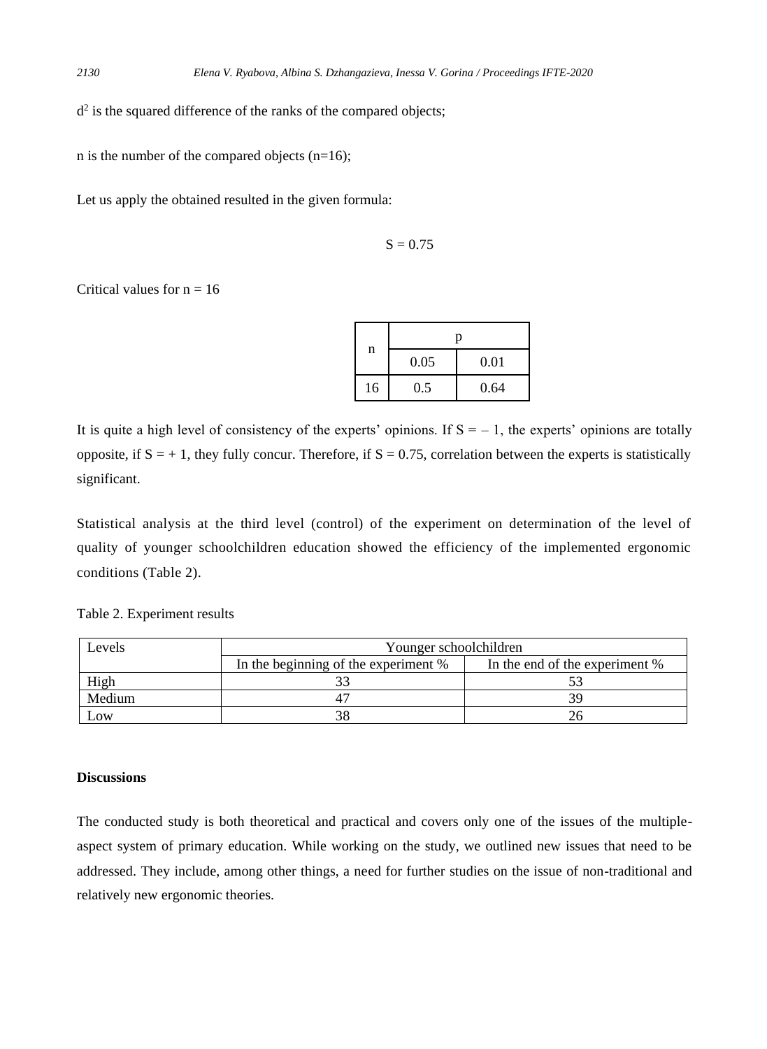$d^2$ is the squared difference of the ranks of the compared objects;

n is the number of the compared objects (n=16);

Let us apply the obtained resulted in the given formula:

$$S = 0.75$$

Critical values for n = 16

| n | p | |
|---|---|---|
| | 0.05 | 0.01 |
| 16 | 0.5 | 0.64 |

It is quite a high level of consistency of the experts' opinions. If $S = -1$, the experts' opinions are totally opposite, if $S = +1$, they fully concur. Therefore, if $S = 0.75$, correlation between the experts is statistically significant.

Statistical analysis at the third level (control) of the experiment on determination of the level of quality of younger schoolchildren education showed the efficiency of the implemented ergonomic conditions (Table 2).

Table 2. Experiment results

| Levels | Younger schoolchildren | |
|---|---|---|
| | In the beginning of the experiment % | In the end of the experiment % |
| High | 33 | 53 |
| Medium | 47 | 39 |
| Low | 38 | 26 |

## Discussions

The conducted study is both theoretical and practical and covers only one of the issues of the multiple-aspect system of primary education. While working on the study, we outlined new issues that need to be addressed. They include, among other things, a need for further studies on the issue of non-traditional and relatively new ergonomic theories.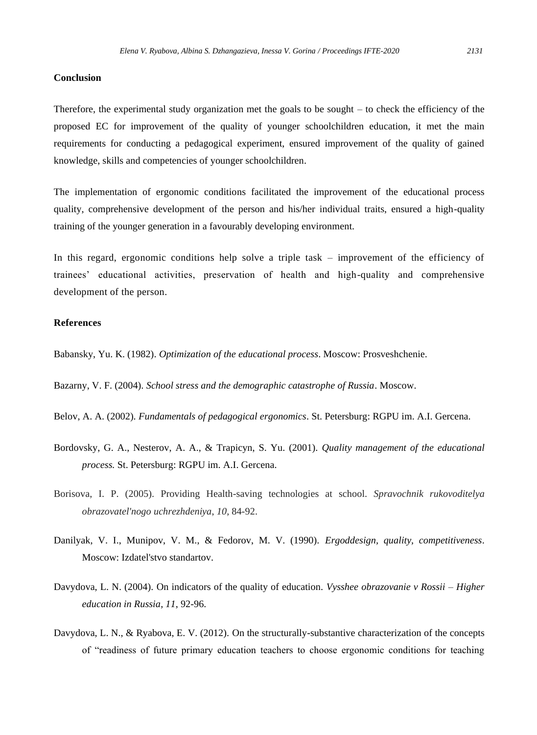## Conclusion

Therefore, the experimental study organization met the goals to be sought – to check the efficiency of the proposed EC for improvement of the quality of younger schoolchildren education, it met the main requirements for conducting a pedagogical experiment, ensured improvement of the quality of gained knowledge, skills and competencies of younger schoolchildren.

The implementation of ergonomic conditions facilitated the improvement of the educational process quality, comprehensive development of the person and his/her individual traits, ensured a high-quality training of the younger generation in a favourably developing environment.

In this regard, ergonomic conditions help solve a triple task – improvement of the efficiency of trainees' educational activities, preservation of health and high-quality and comprehensive development of the person.

## References

Babansky, Yu. K. (1982). *Optimization of the educational process*. Moscow: Prosveshchenie.

Bazarny, V. F. (2004). *School stress and the demographic catastrophe of Russia*. Moscow.

Belov, A. A. (2002). *Fundamentals of pedagogical ergonomics*. St. Petersburg: RGPU im. A.I. Gercena.

Bordovsky, G. A., Nesterov, A. A., & Trapicyn, S. Yu. (2001). *Quality management of the educational process.* St. Petersburg: RGPU im. A.I. Gercena.

Borisova, I. P. (2005). Providing Health-saving technologies at school. *Spravochnik rukovoditelya obrazovatel'nogo uchrezhdeniya*, *10*, 84-92.

Danilyak, V. I., Munipov, V. M., & Fedorov, M. V. (1990). *Ergoddesign, quality, competitiveness*. Moscow: Izdatel'stvo standartov.

Davydova, L. N. (2004). On indicators of the quality of education. *Vysshee obrazovanie v Rossii – Higher education in Russia*, *11*, 92-96.

Davydova, L. N., & Ryabova, E. V. (2012). On the structurally-substantive characterization of the concepts of "readiness of future primary education teachers to choose ergonomic conditions for teaching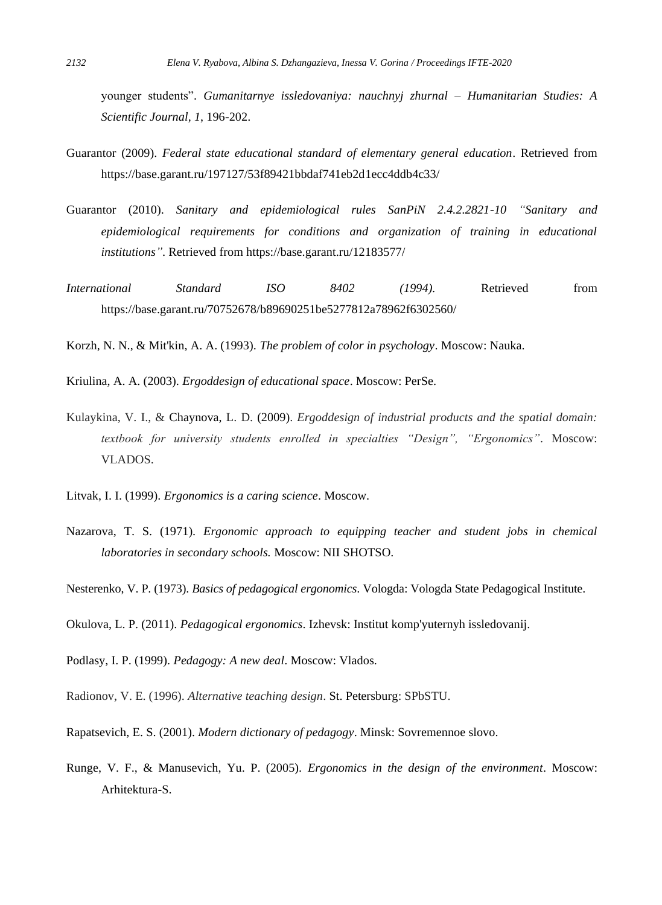younger students". *Gumanitarnye issledovaniya: nauchnyj zhurnal – Humanitarian Studies: A Scientific Journal*, *1*, 196-202.

Guarantor (2009). *Federal state educational standard of elementary general education*. Retrieved from https://base.garant.ru/197127/53f89421bbdaf741eb2d1ecc4ddb4c33/

Guarantor (2010). *Sanitary and epidemiological rules SanPiN 2.4.2.2821-10 "Sanitary and epidemiological requirements for conditions and organization of training in educational institutions"*. Retrieved from https://base.garant.ru/12183577/

*International Standard ISO 8402 (1994).* Retrieved from https://base.garant.ru/70752678/b89690251be5277812a78962f6302560/

Korzh, N. N., & Mit'kin, A. A. (1993). *The problem of color in psychology*. Moscow: Nauka.

Kriulina, A. A. (2003). *Ergoddesign of educational space*. Moscow: PerSe.

Kulaykina, V. I., & Chaynova, L. D. (2009). *Ergoddesign of industrial products and the spatial domain: textbook for university students enrolled in specialties "Design", "Ergonomics"*. Moscow: VLADOS.

Litvak, I. I. (1999). *Ergonomics is a caring science*. Moscow.

Nazarova, T. S. (1971). *Ergonomic approach to equipping teacher and student jobs in chemical laboratories in secondary schools.* Moscow: NII SHOTSO.

Nesterenko, V. P. (1973). *Basics of pedagogical ergonomics*. Vologda: Vologda State Pedagogical Institute.

Okulova, L. P. (2011). *Pedagogical ergonomics*. Izhevsk: Institut komp'yuternyh issledovanij.

Podlasy, I. P. (1999). *Pedagogy: A new deal*. Moscow: Vlados.

Radionov, V. E. (1996). *Alternative teaching design*. St. Petersburg: SPbSTU.

Rapatsevich, E. S. (2001). *Modern dictionary of pedagogy*. Minsk: Sovremennoe slovo.

Runge, V. F., & Manusevich, Yu. P. (2005). *Ergonomics in the design of the environment*. Moscow: Arhitektura-S.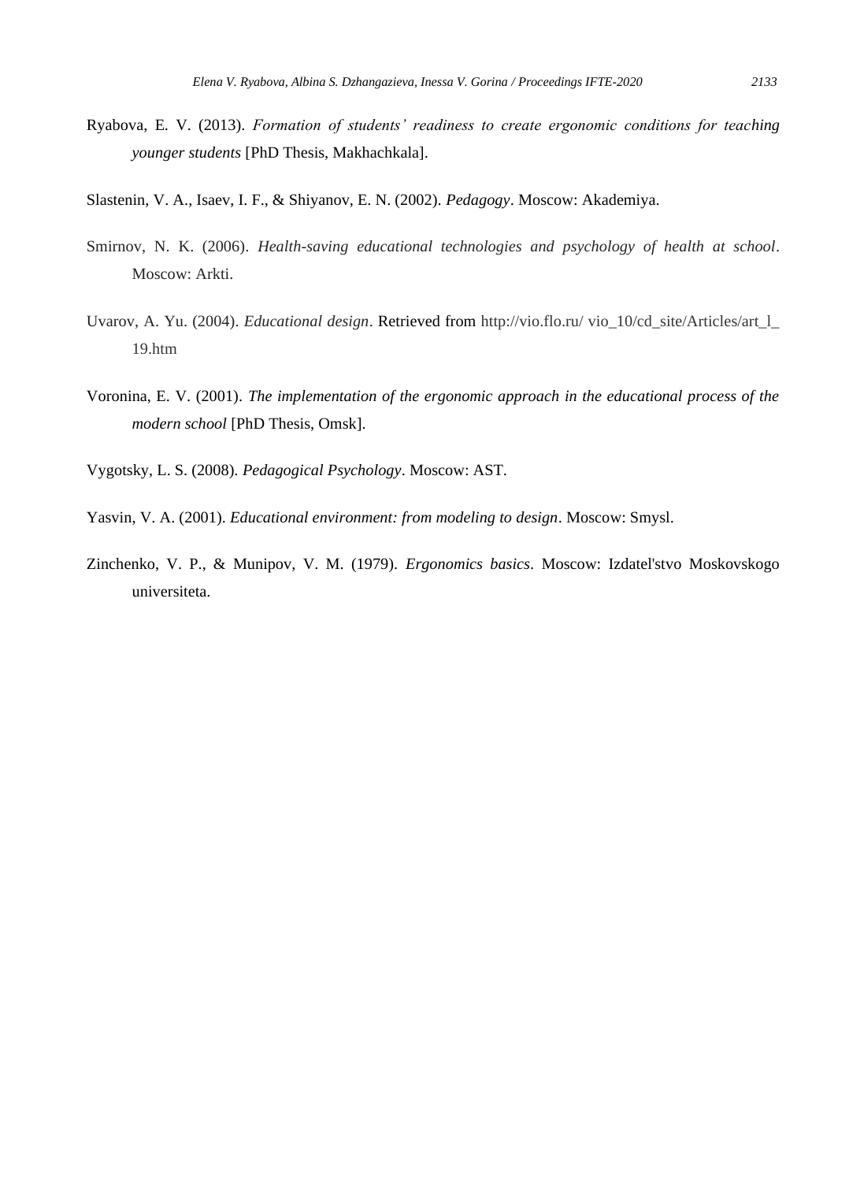Ryabova, E. V. (2013). *Formation of students' readiness to create ergonomic conditions for teaching younger students* [PhD Thesis, Makhachkala].

Slastenin, V. A., Isaev, I. F., & Shiyanov, E. N. (2002). *Pedagogy*. Moscow: Akademiya.

Smirnov, N. K. (2006). *Health-saving educational technologies and psychology of health at school*. Moscow: Arkti.

Uvarov, A. Yu. (2004). *Educational design*. Retrieved from http://vio.flo.ru/ vio_10/cd_site/Articles/art_l_19.htm

Voronina, E. V. (2001). *The implementation of the ergonomic approach in the educational process of the modern school* [PhD Thesis, Omsk].

Vygotsky, L. S. (2008). *Pedagogical Psychology*. Moscow: AST.

Yasvin, V. A. (2001). *Educational environment: from modeling to design*. Moscow: Smysl.

Zinchenko, V. P., & Munipov, V. M. (1979). *Ergonomics basics*. Moscow: Izdatel'stvo Moskovskogo universiteta.